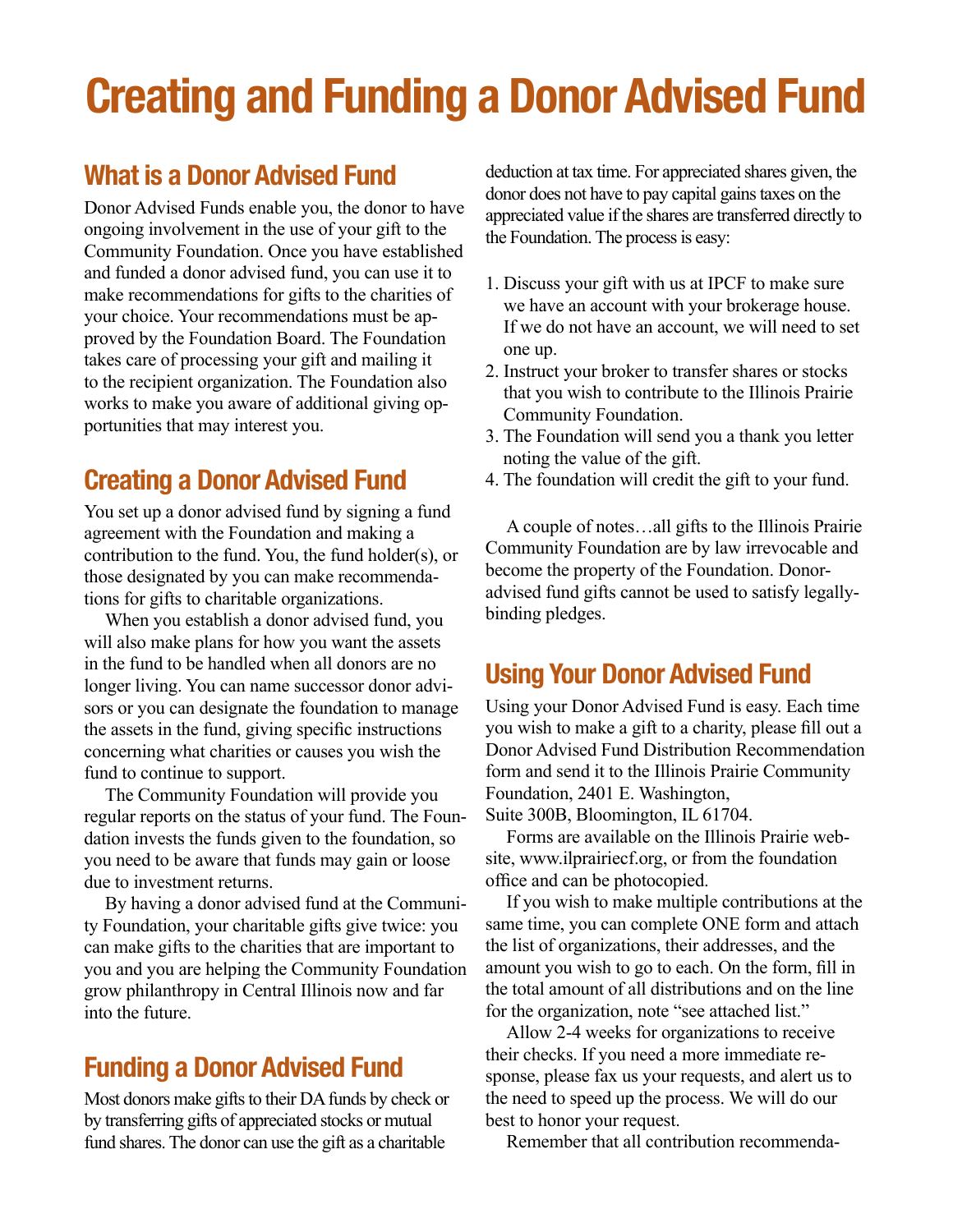# Creating and Funding a Donor Advised Fund

## What is a Donor Advised Fund

Donor Advised Funds enable you, the donor to have ongoing involvement in the use of your gift to the Community Foundation. Once you have established and funded a donor advised fund, you can use it to make recommendations for gifts to the charities of your choice. Your recommendations must be approved by the Foundation Board. The Foundation takes care of processing your gift and mailing it to the recipient organization. The Foundation also works to make you aware of additional giving opportunities that may interest you.

## Creating a Donor Advised Fund

You set up a donor advised fund by signing a fund agreement with the Foundation and making a contribution to the fund. You, the fund holder(s), or those designated by you can make recommendations for gifts to charitable organizations.

When you establish a donor advised fund, you will also make plans for how you want the assets in the fund to be handled when all donors are no longer living. You can name successor donor advisors or you can designate the foundation to manage the assets in the fund, giving specific instructions concerning what charities or causes you wish the fund to continue to support.

The Community Foundation will provide you regular reports on the status of your fund. The Foundation invests the funds given to the foundation, so you need to be aware that funds may gain or loose due to investment returns.

By having a donor advised fund at the Community Foundation, your charitable gifts give twice: you can make gifts to the charities that are important to you and you are helping the Community Foundation grow philanthropy in Central Illinois now and far into the future.

## Funding a Donor Advised Fund

Most donors make gifts to their DA funds by check or by transferring gifts of appreciated stocks or mutual fund shares. The donor can use the gift as a charitable deduction at tax time. For appreciated shares given, the donor does not have to pay capital gains taxes on the appreciated value if the shares are transferred directly to the Foundation. The process is easy:

1. Discuss your gift with us at IPCF to make sure we have an account with your brokerage house. If we do not have an account, we will need to set one up.
2. Instruct your broker to transfer shares or stocks that you wish to contribute to the Illinois Prairie Community Foundation.
3. The Foundation will send you a thank you letter noting the value of the gift.
4. The foundation will credit the gift to your fund.

A couple of notes…all gifts to the Illinois Prairie Community Foundation are by law irrevocable and become the property of the Foundation. Donor-advised fund gifts cannot be used to satisfy legally-binding pledges.

## Using Your Donor Advised Fund

Using your Donor Advised Fund is easy. Each time you wish to make a gift to a charity, please fill out a Donor Advised Fund Distribution Recommendation form and send it to the Illinois Prairie Community Foundation, 2401 E. Washington, Suite 300B, Bloomington, IL 61704.

Forms are available on the Illinois Prairie website, www.ilprairiecf.org, or from the foundation office and can be photocopied.

If you wish to make multiple contributions at the same time, you can complete ONE form and attach the list of organizations, their addresses, and the amount you wish to go to each. On the form, fill in the total amount of all distributions and on the line for the organization, note "see attached list."

Allow 2-4 weeks for organizations to receive their checks. If you need a more immediate response, please fax us your requests, and alert us to the need to speed up the process. We will do our best to honor your request.

Remember that all contribution recommenda-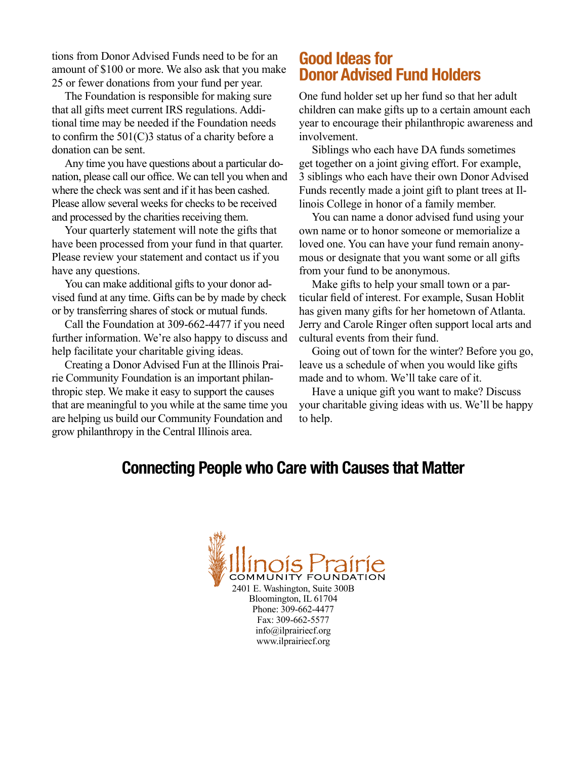tions from Donor Advised Funds need to be for an amount of $100 or more. We also ask that you make 25 or fewer donations from your fund per year.

The Foundation is responsible for making sure that all gifts meet current IRS regulations. Additional time may be needed if the Foundation needs to confirm the 501(C)3 status of a charity before a donation can be sent.

Any time you have questions about a particular donation, please call our office. We can tell you when and where the check was sent and if it has been cashed. Please allow several weeks for checks to be received and processed by the charities receiving them.

Your quarterly statement will note the gifts that have been processed from your fund in that quarter. Please review your statement and contact us if you have any questions.

You can make additional gifts to your donor advised fund at any time. Gifts can be by made by check or by transferring shares of stock or mutual funds.

Call the Foundation at 309-662-4477 if you need further information. We're also happy to discuss and help facilitate your charitable giving ideas.

Creating a Donor Advised Fun at the Illinois Prairie Community Foundation is an important philanthropic step. We make it easy to support the causes that are meaningful to you while at the same time you are helping us build our Community Foundation and grow philanthropy in the Central Illinois area.

## Good Ideas for Donor Advised Fund Holders

One fund holder set up her fund so that her adult children can make gifts up to a certain amount each year to encourage their philanthropic awareness and involvement.

Siblings who each have DA funds sometimes get together on a joint giving effort. For example, 3 siblings who each have their own Donor Advised Funds recently made a joint gift to plant trees at Illinois College in honor of a family member.

You can name a donor advised fund using your own name or to honor someone or memorialize a loved one. You can have your fund remain anonymous or designate that you want some or all gifts from your fund to be anonymous.

Make gifts to help your small town or a particular field of interest. For example, Susan Hoblit has given many gifts for her hometown of Atlanta. Jerry and Carole Ringer often support local arts and cultural events from their fund.

Going out of town for the winter? Before you go, leave us a schedule of when you would like gifts made and to whom. We'll take care of it.

Have a unique gift you want to make? Discuss your charitable giving ideas with us. We'll be happy to help.

## Connecting People who Care with Causes that Matter

Illinois Prairie
COMMUNITY FOUNDATION

2401 E. Washington, Suite 300B
Bloomington, IL 61704
Phone: 309-662-4477
Fax: 309-662-5577
info@ilprairiecf.org
www.ilprairiecf.org